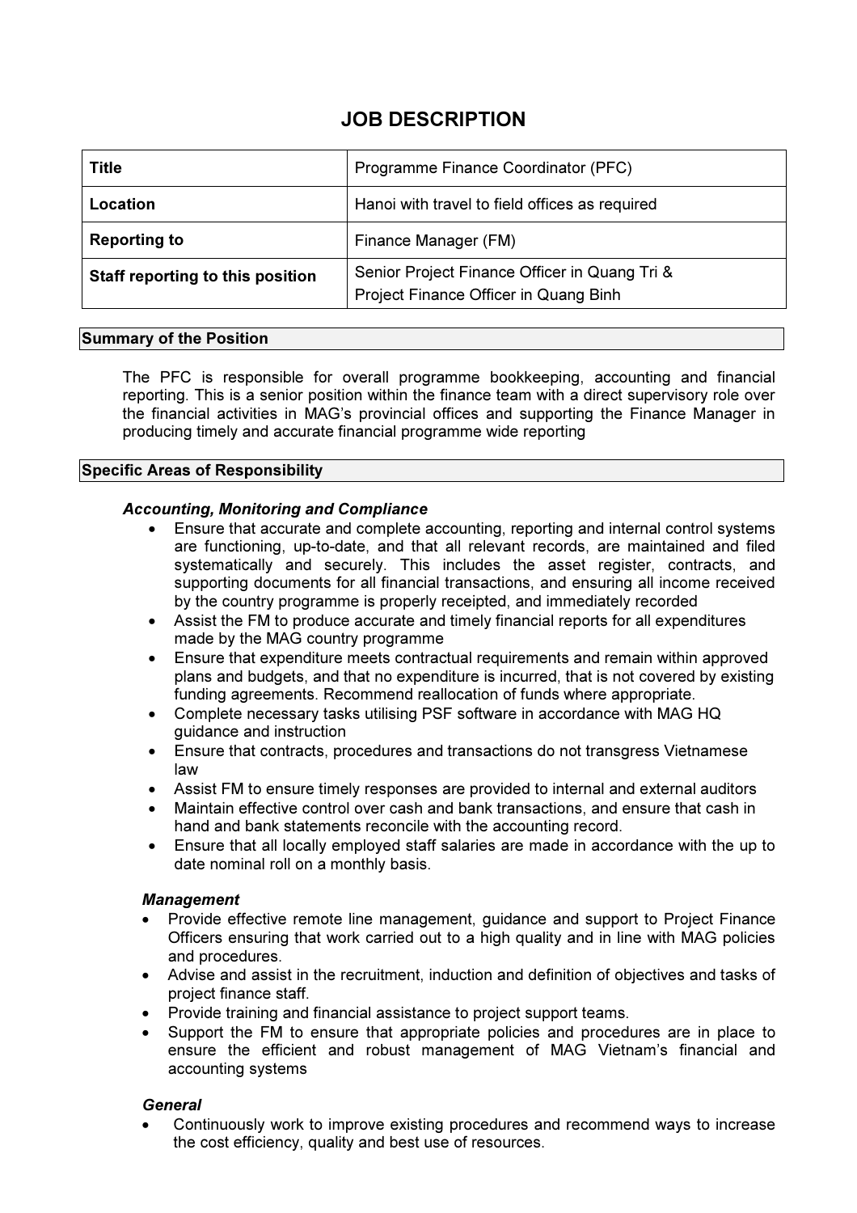# JOB DESCRIPTION

| Title | Programme Finance Coordinator (PFC) |
|---|---|
| **Location** | Hanoi with travel to field offices as required |
| **Reporting to** | Finance Manager (FM) |
| **Staff reporting to this position** | Senior Project Finance Officer in Quang Tri & Project Finance Officer in Quang Binh |

## Summary of the Position

The PFC is responsible for overall programme bookkeeping, accounting and financial reporting. This is a senior position within the finance team with a direct supervisory role over the financial activities in MAG's provincial offices and supporting the Finance Manager in producing timely and accurate financial programme wide reporting

## Specific Areas of Responsibility

### *Accounting, Monitoring and Compliance*

- Ensure that accurate and complete accounting, reporting and internal control systems are functioning, up-to-date, and that all relevant records, are maintained and filed systematically and securely. This includes the asset register, contracts, and supporting documents for all financial transactions, and ensuring all income received by the country programme is properly receipted, and immediately recorded
- Assist the FM to produce accurate and timely financial reports for all expenditures made by the MAG country programme
- Ensure that expenditure meets contractual requirements and remain within approved plans and budgets, and that no expenditure is incurred, that is not covered by existing funding agreements. Recommend reallocation of funds where appropriate.
- Complete necessary tasks utilising PSF software in accordance with MAG HQ guidance and instruction
- Ensure that contracts, procedures and transactions do not transgress Vietnamese law
- Assist FM to ensure timely responses are provided to internal and external auditors
- Maintain effective control over cash and bank transactions, and ensure that cash in hand and bank statements reconcile with the accounting record.
- Ensure that all locally employed staff salaries are made in accordance with the up to date nominal roll on a monthly basis.

### *Management*

- Provide effective remote line management, guidance and support to Project Finance Officers ensuring that work carried out to a high quality and in line with MAG policies and procedures.
- Advise and assist in the recruitment, induction and definition of objectives and tasks of project finance staff.
- Provide training and financial assistance to project support teams.
- Support the FM to ensure that appropriate policies and procedures are in place to ensure the efficient and robust management of MAG Vietnam's financial and accounting systems

### *General*

- Continuously work to improve existing procedures and recommend ways to increase the cost efficiency, quality and best use of resources.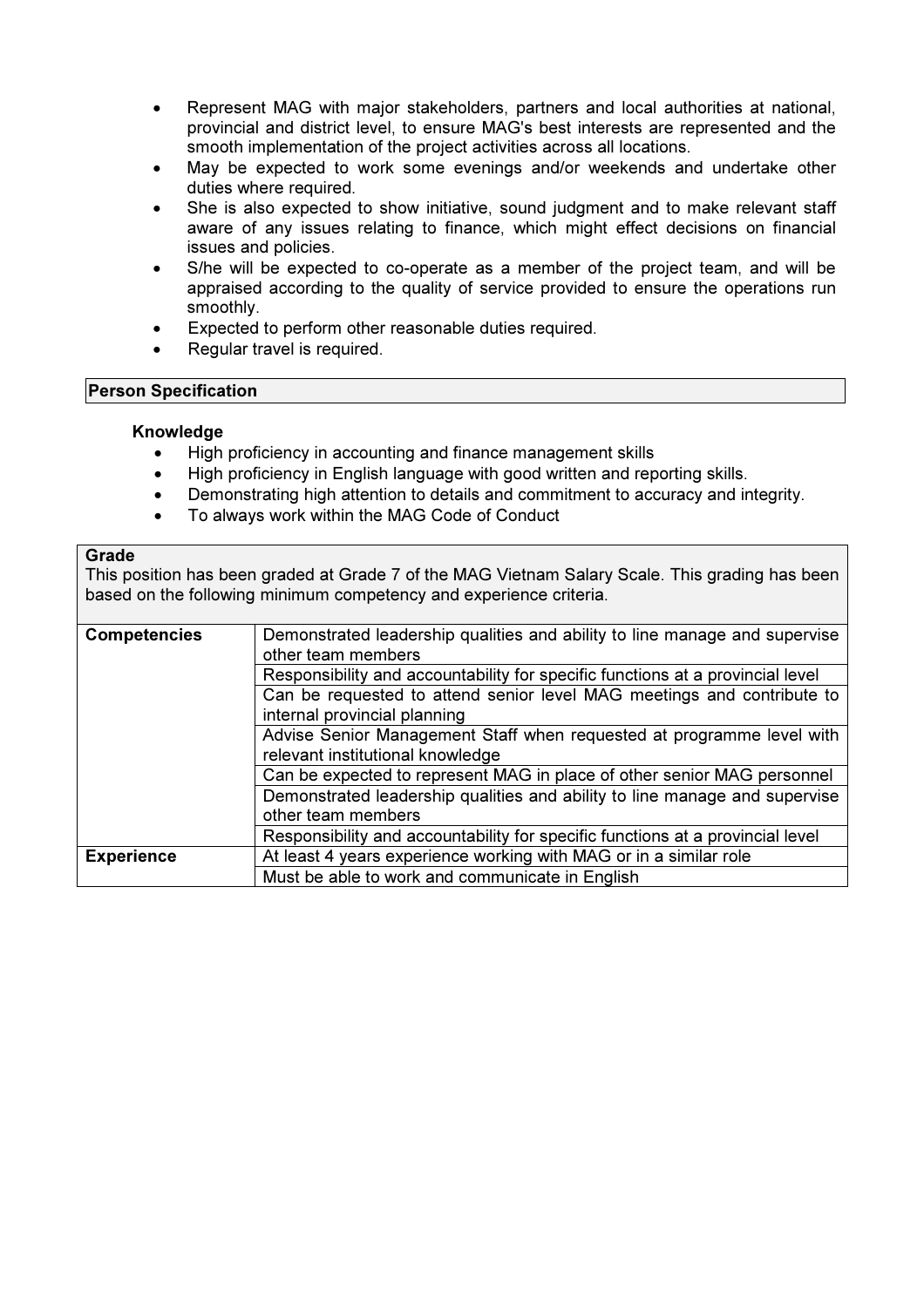- Represent MAG with major stakeholders, partners and local authorities at national, provincial and district level, to ensure MAG's best interests are represented and the smooth implementation of the project activities across all locations.
- May be expected to work some evenings and/or weekends and undertake other duties where required.
- She is also expected to show initiative, sound judgment and to make relevant staff aware of any issues relating to finance, which might effect decisions on financial issues and policies.
- S/he will be expected to co-operate as a member of the project team, and will be appraised according to the quality of service provided to ensure the operations run smoothly.
- Expected to perform other reasonable duties required.
- Regular travel is required.

## Person Specification

### Knowledge

- High proficiency in accounting and finance management skills
- High proficiency in English language with good written and reporting skills.
- Demonstrating high attention to details and commitment to accuracy and integrity.
- To always work within the MAG Code of Conduct

**Grade**

This position has been graded at Grade 7 of the MAG Vietnam Salary Scale. This grading has been based on the following minimum competency and experience criteria.

| | |
|---|---|
| **Competencies** | Demonstrated leadership qualities and ability to line manage and supervise other team members |
| | Responsibility and accountability for specific functions at a provincial level |
| | Can be requested to attend senior level MAG meetings and contribute to internal provincial planning |
| | Advise Senior Management Staff when requested at programme level with relevant institutional knowledge |
| | Can be expected to represent MAG in place of other senior MAG personnel |
| | Demonstrated leadership qualities and ability to line manage and supervise other team members |
| | Responsibility and accountability for specific functions at a provincial level |
| **Experience** | At least 4 years experience working with MAG or in a similar role |
| | Must be able to work and communicate in English |